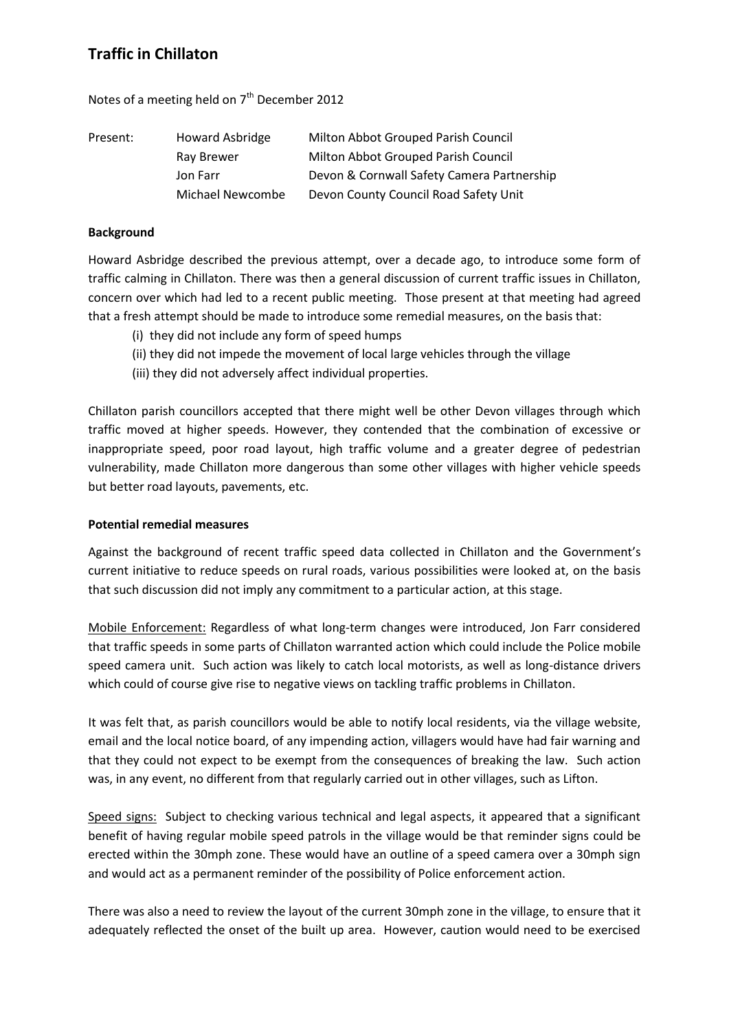# Traffic in Chillaton

Notes of a meeting held on 7th December 2012

| Present: | Howard Asbridge | Milton Abbot Grouped Parish Council |
|---|---|---|
| | Ray Brewer | Milton Abbot Grouped Parish Council |
| | Jon Farr | Devon & Cornwall Safety Camera Partnership |
| | Michael Newcombe | Devon County Council Road Safety Unit |

**Background**

Howard Asbridge described the previous attempt, over a decade ago, to introduce some form of traffic calming in Chillaton. There was then a general discussion of current traffic issues in Chillaton, concern over which had led to a recent public meeting. Those present at that meeting had agreed that a fresh attempt should be made to introduce some remedial measures, on the basis that:

(i) they did not include any form of speed humps
(ii) they did not impede the movement of local large vehicles through the village
(iii) they did not adversely affect individual properties.

Chillaton parish councillors accepted that there might well be other Devon villages through which traffic moved at higher speeds. However, they contended that the combination of excessive or inappropriate speed, poor road layout, high traffic volume and a greater degree of pedestrian vulnerability, made Chillaton more dangerous than some other villages with higher vehicle speeds but better road layouts, pavements, etc.

**Potential remedial measures**

Against the background of recent traffic speed data collected in Chillaton and the Government's current initiative to reduce speeds on rural roads, various possibilities were looked at, on the basis that such discussion did not imply any commitment to a particular action, at this stage.

Mobile Enforcement: Regardless of what long-term changes were introduced, Jon Farr considered that traffic speeds in some parts of Chillaton warranted action which could include the Police mobile speed camera unit. Such action was likely to catch local motorists, as well as long-distance drivers which could of course give rise to negative views on tackling traffic problems in Chillaton.

It was felt that, as parish councillors would be able to notify local residents, via the village website, email and the local notice board, of any impending action, villagers would have had fair warning and that they could not expect to be exempt from the consequences of breaking the law. Such action was, in any event, no different from that regularly carried out in other villages, such as Lifton.

Speed signs: Subject to checking various technical and legal aspects, it appeared that a significant benefit of having regular mobile speed patrols in the village would be that reminder signs could be erected within the 30mph zone. These would have an outline of a speed camera over a 30mph sign and would act as a permanent reminder of the possibility of Police enforcement action.

There was also a need to review the layout of the current 30mph zone in the village, to ensure that it adequately reflected the onset of the built up area. However, caution would need to be exercised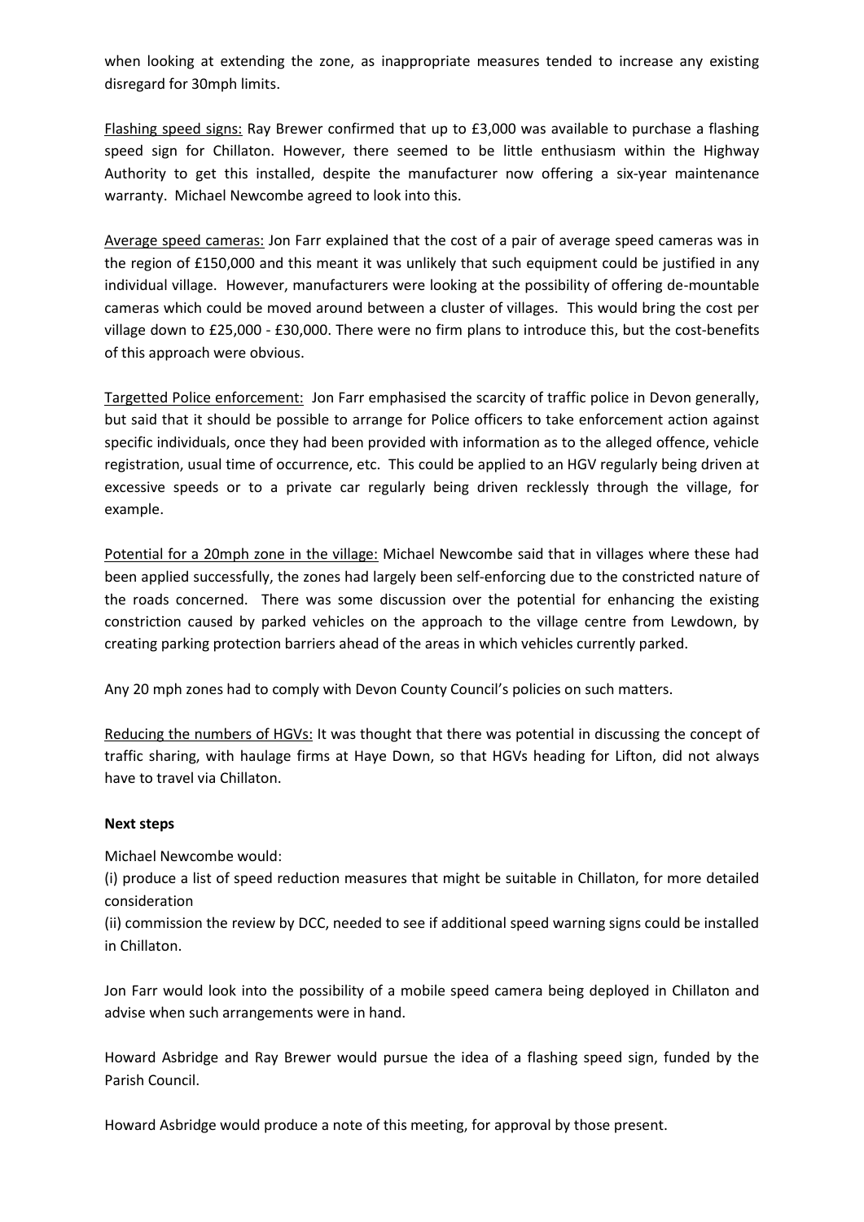when looking at extending the zone, as inappropriate measures tended to increase any existing disregard for 30mph limits.

<u>Flashing speed signs:</u> Ray Brewer confirmed that up to £3,000 was available to purchase a flashing speed sign for Chillaton. However, there seemed to be little enthusiasm within the Highway Authority to get this installed, despite the manufacturer now offering a six-year maintenance warranty. Michael Newcombe agreed to look into this.

<u>Average speed cameras:</u> Jon Farr explained that the cost of a pair of average speed cameras was in the region of £150,000 and this meant it was unlikely that such equipment could be justified in any individual village. However, manufacturers were looking at the possibility of offering de-mountable cameras which could be moved around between a cluster of villages. This would bring the cost per village down to £25,000 - £30,000. There were no firm plans to introduce this, but the cost-benefits of this approach were obvious.

<u>Targetted Police enforcement:</u> Jon Farr emphasised the scarcity of traffic police in Devon generally, but said that it should be possible to arrange for Police officers to take enforcement action against specific individuals, once they had been provided with information as to the alleged offence, vehicle registration, usual time of occurrence, etc. This could be applied to an HGV regularly being driven at excessive speeds or to a private car regularly being driven recklessly through the village, for example.

<u>Potential for a 20mph zone in the village:</u> Michael Newcombe said that in villages where these had been applied successfully, the zones had largely been self-enforcing due to the constricted nature of the roads concerned. There was some discussion over the potential for enhancing the existing constriction caused by parked vehicles on the approach to the village centre from Lewdown, by creating parking protection barriers ahead of the areas in which vehicles currently parked.

Any 20 mph zones had to comply with Devon County Council's policies on such matters.

<u>Reducing the numbers of HGVs:</u> It was thought that there was potential in discussing the concept of traffic sharing, with haulage firms at Haye Down, so that HGVs heading for Lifton, did not always have to travel via Chillaton.

**Next steps**

Michael Newcombe would:

(i) produce a list of speed reduction measures that might be suitable in Chillaton, for more detailed consideration

(ii) commission the review by DCC, needed to see if additional speed warning signs could be installed in Chillaton.

Jon Farr would look into the possibility of a mobile speed camera being deployed in Chillaton and advise when such arrangements were in hand.

Howard Asbridge and Ray Brewer would pursue the idea of a flashing speed sign, funded by the Parish Council.

Howard Asbridge would produce a note of this meeting, for approval by those present.